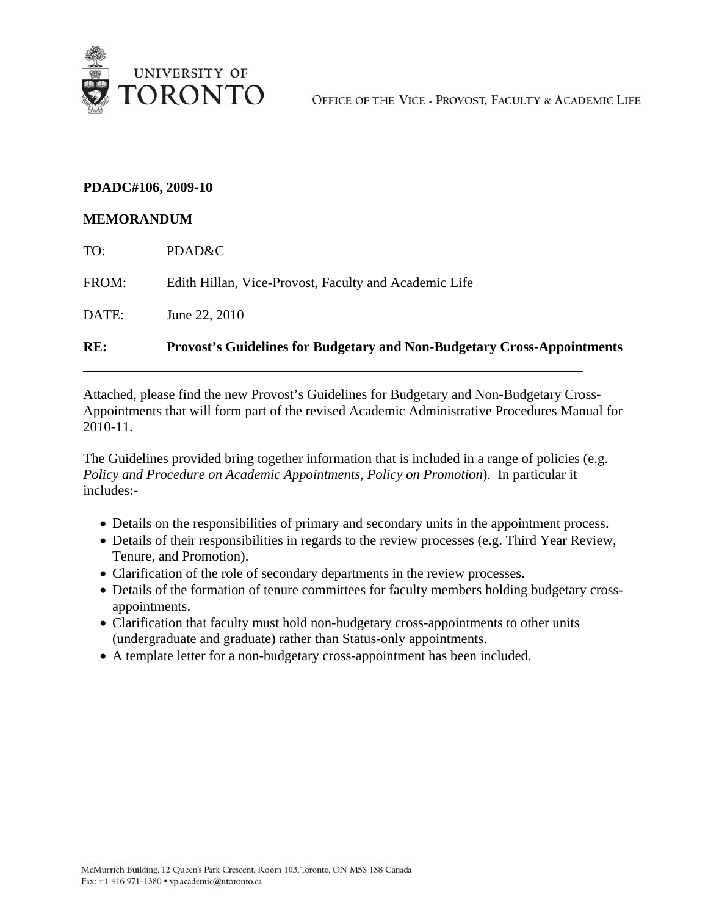UNIVERSITY OF TORONTO

OFFICE OF THE VICE - PROVOST, FACULTY & ACADEMIC LIFE

**PDADC#106, 2009-10**

**MEMORANDUM**

TO: PDAD&C

FROM: Edith Hillan, Vice-Provost, Faculty and Academic Life

DATE: June 22, 2010

**RE: Provost's Guidelines for Budgetary and Non-Budgetary Cross-Appointments**

---

Attached, please find the new Provost's Guidelines for Budgetary and Non-Budgetary Cross-Appointments that will form part of the revised Academic Administrative Procedures Manual for 2010-11.

The Guidelines provided bring together information that is included in a range of policies (e.g. *Policy and Procedure on Academic Appointments, Policy on Promotion*). In particular it includes:-

- Details on the responsibilities of primary and secondary units in the appointment process.
- Details of their responsibilities in regards to the review processes (e.g. Third Year Review, Tenure, and Promotion).
- Clarification of the role of secondary departments in the review processes.
- Details of the formation of tenure committees for faculty members holding budgetary cross-appointments.
- Clarification that faculty must hold non-budgetary cross-appointments to other units (undergraduate and graduate) rather than Status-only appointments.
- A template letter for a non-budgetary cross-appointment has been included.

McMurrich Building, 12 Queen's Park Crescent, Room 103, Toronto, ON M5S 1S8 Canada
Fax: +1 416 971-1380 • vp.academic@utoronto.ca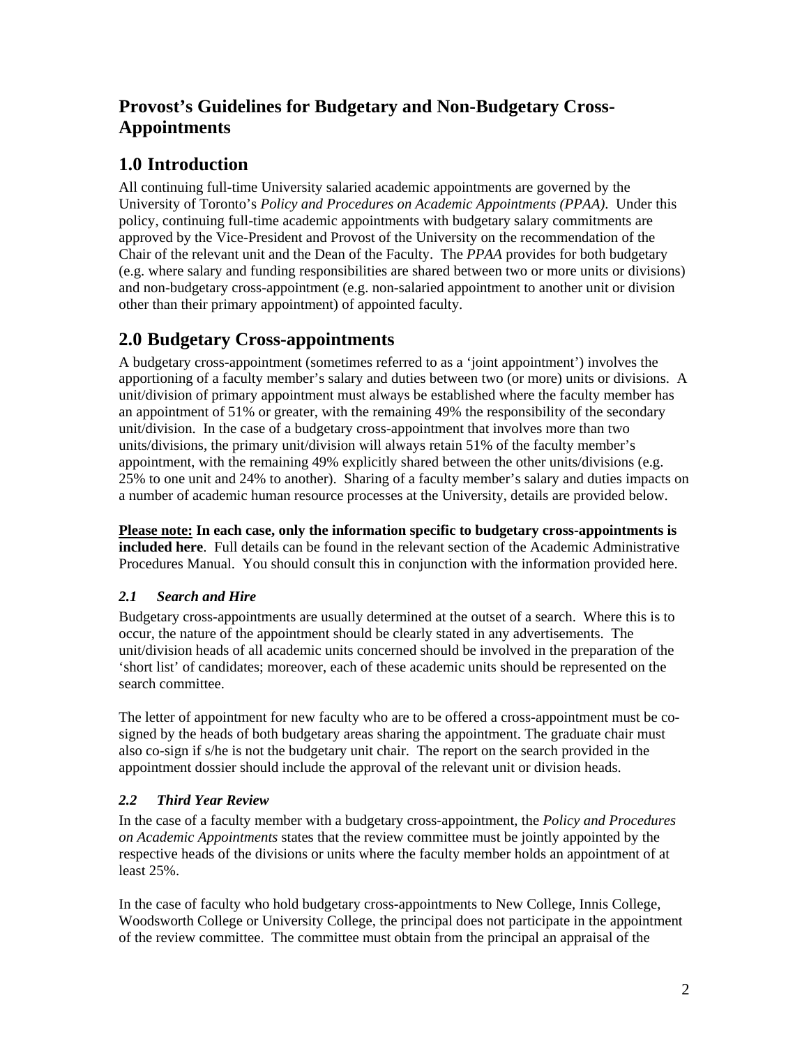## Provost's Guidelines for Budgetary and Non-Budgetary Cross-Appointments

# 1.0 Introduction

All continuing full-time University salaried academic appointments are governed by the University of Toronto's *Policy and Procedures on Academic Appointments (PPAA)*. Under this policy, continuing full-time academic appointments with budgetary salary commitments are approved by the Vice-President and Provost of the University on the recommendation of the Chair of the relevant unit and the Dean of the Faculty. The *PPAA* provides for both budgetary (e.g. where salary and funding responsibilities are shared between two or more units or divisions) and non-budgetary cross-appointment (e.g. non-salaried appointment to another unit or division other than their primary appointment) of appointed faculty.

# 2.0 Budgetary Cross-appointments

A budgetary cross-appointment (sometimes referred to as a 'joint appointment') involves the apportioning of a faculty member's salary and duties between two (or more) units or divisions. A unit/division of primary appointment must always be established where the faculty member has an appointment of 51% or greater, with the remaining 49% the responsibility of the secondary unit/division. In the case of a budgetary cross-appointment that involves more than two units/divisions, the primary unit/division will always retain 51% of the faculty member's appointment, with the remaining 49% explicitly shared between the other units/divisions (e.g. 25% to one unit and 24% to another). Sharing of a faculty member's salary and duties impacts on a number of academic human resource processes at the University, details are provided below.

**<u>Please note:</u> In each case, only the information specific to budgetary cross-appointments is included here**. Full details can be found in the relevant section of the Academic Administrative Procedures Manual. You should consult this in conjunction with the information provided here.

### *2.1 Search and Hire*

Budgetary cross-appointments are usually determined at the outset of a search. Where this is to occur, the nature of the appointment should be clearly stated in any advertisements. The unit/division heads of all academic units concerned should be involved in the preparation of the 'short list' of candidates; moreover, each of these academic units should be represented on the search committee.

The letter of appointment for new faculty who are to be offered a cross-appointment must be co-signed by the heads of both budgetary areas sharing the appointment. The graduate chair must also co-sign if s/he is not the budgetary unit chair. The report on the search provided in the appointment dossier should include the approval of the relevant unit or division heads.

### *2.2 Third Year Review*

In the case of a faculty member with a budgetary cross-appointment, the *Policy and Procedures on Academic Appointments* states that the review committee must be jointly appointed by the respective heads of the divisions or units where the faculty member holds an appointment of at least 25%.

In the case of faculty who hold budgetary cross-appointments to New College, Innis College, Woodsworth College or University College, the principal does not participate in the appointment of the review committee. The committee must obtain from the principal an appraisal of the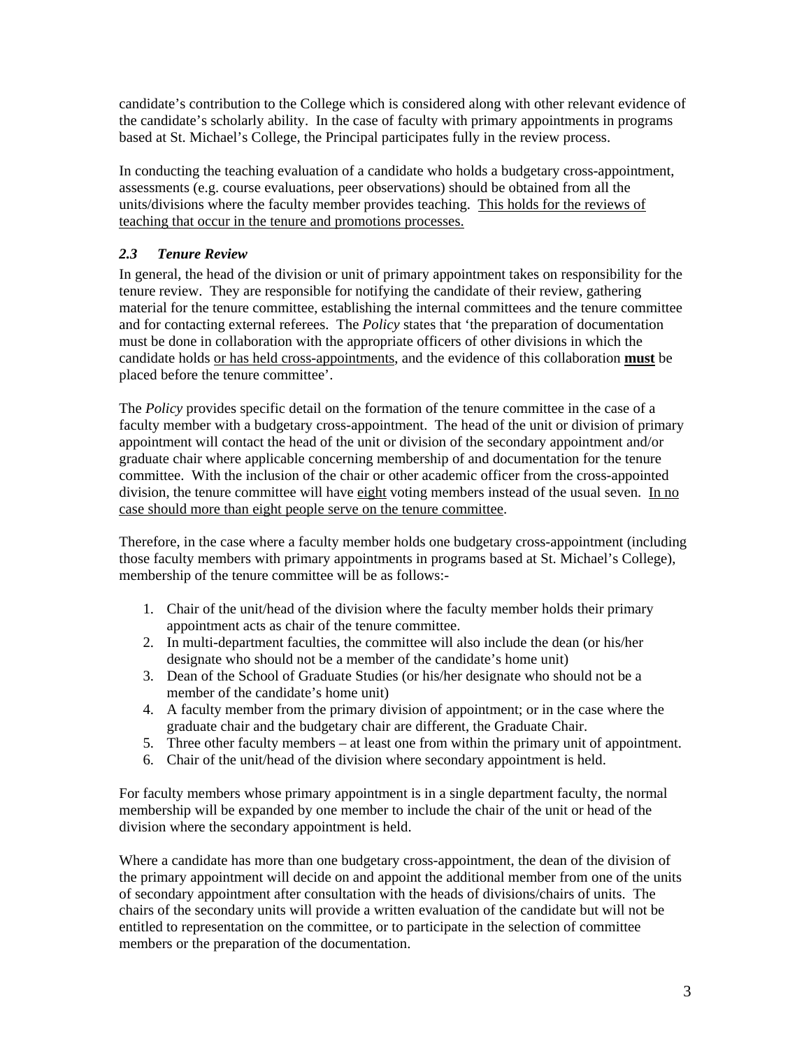candidate's contribution to the College which is considered along with other relevant evidence of the candidate's scholarly ability. In the case of faculty with primary appointments in programs based at St. Michael's College, the Principal participates fully in the review process.

In conducting the teaching evaluation of a candidate who holds a budgetary cross-appointment, assessments (e.g. course evaluations, peer observations) should be obtained from all the units/divisions where the faculty member provides teaching. <u>This holds for the reviews of teaching that occur in the tenure and promotions processes.</u>

### *2.3 Tenure Review*

In general, the head of the division or unit of primary appointment takes on responsibility for the tenure review. They are responsible for notifying the candidate of their review, gathering material for the tenure committee, establishing the internal committees and the tenure committee and for contacting external referees. The *Policy* states that 'the preparation of documentation must be done in collaboration with the appropriate officers of other divisions in which the candidate holds <u>or has held cross-appointments</u>, and the evidence of this collaboration <u>**must**</u> be placed before the tenure committee'.

The *Policy* provides specific detail on the formation of the tenure committee in the case of a faculty member with a budgetary cross-appointment. The head of the unit or division of primary appointment will contact the head of the unit or division of the secondary appointment and/or graduate chair where applicable concerning membership of and documentation for the tenure committee. With the inclusion of the chair or other academic officer from the cross-appointed division, the tenure committee will have <u>eight</u> voting members instead of the usual seven. <u>In no case should more than eight people serve on the tenure committee</u>.

Therefore, in the case where a faculty member holds one budgetary cross-appointment (including those faculty members with primary appointments in programs based at St. Michael's College), membership of the tenure committee will be as follows:-

1. Chair of the unit/head of the division where the faculty member holds their primary appointment acts as chair of the tenure committee.
2. In multi-department faculties, the committee will also include the dean (or his/her designate who should not be a member of the candidate's home unit)
3. Dean of the School of Graduate Studies (or his/her designate who should not be a member of the candidate's home unit)
4. A faculty member from the primary division of appointment; or in the case where the graduate chair and the budgetary chair are different, the Graduate Chair.
5. Three other faculty members – at least one from within the primary unit of appointment.
6. Chair of the unit/head of the division where secondary appointment is held.

For faculty members whose primary appointment is in a single department faculty, the normal membership will be expanded by one member to include the chair of the unit or head of the division where the secondary appointment is held.

Where a candidate has more than one budgetary cross-appointment, the dean of the division of the primary appointment will decide on and appoint the additional member from one of the units of secondary appointment after consultation with the heads of divisions/chairs of units. The chairs of the secondary units will provide a written evaluation of the candidate but will not be entitled to representation on the committee, or to participate in the selection of committee members or the preparation of the documentation.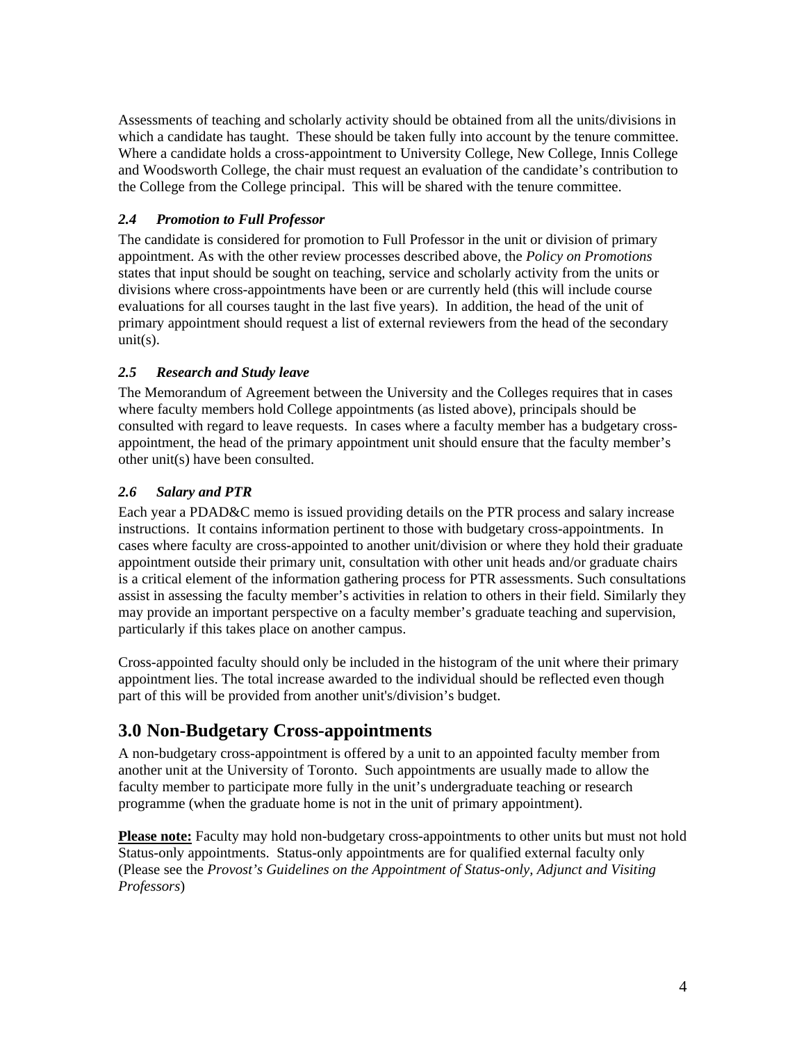Assessments of teaching and scholarly activity should be obtained from all the units/divisions in which a candidate has taught. These should be taken fully into account by the tenure committee. Where a candidate holds a cross-appointment to University College, New College, Innis College and Woodsworth College, the chair must request an evaluation of the candidate's contribution to the College from the College principal. This will be shared with the tenure committee.

### *2.4 Promotion to Full Professor*

The candidate is considered for promotion to Full Professor in the unit or division of primary appointment. As with the other review processes described above, the *Policy on Promotions* states that input should be sought on teaching, service and scholarly activity from the units or divisions where cross-appointments have been or are currently held (this will include course evaluations for all courses taught in the last five years). In addition, the head of the unit of primary appointment should request a list of external reviewers from the head of the secondary unit(s).

### *2.5 Research and Study leave*

The Memorandum of Agreement between the University and the Colleges requires that in cases where faculty members hold College appointments (as listed above), principals should be consulted with regard to leave requests. In cases where a faculty member has a budgetary cross-appointment, the head of the primary appointment unit should ensure that the faculty member's other unit(s) have been consulted.

### *2.6 Salary and PTR*

Each year a PDAD&C memo is issued providing details on the PTR process and salary increase instructions. It contains information pertinent to those with budgetary cross-appointments. In cases where faculty are cross-appointed to another unit/division or where they hold their graduate appointment outside their primary unit, consultation with other unit heads and/or graduate chairs is a critical element of the information gathering process for PTR assessments. Such consultations assist in assessing the faculty member's activities in relation to others in their field. Similarly they may provide an important perspective on a faculty member's graduate teaching and supervision, particularly if this takes place on another campus.

Cross-appointed faculty should only be included in the histogram of the unit where their primary appointment lies. The total increase awarded to the individual should be reflected even though part of this will be provided from another unit's/division's budget.

## 3.0 Non-Budgetary Cross-appointments

A non-budgetary cross-appointment is offered by a unit to an appointed faculty member from another unit at the University of Toronto. Such appointments are usually made to allow the faculty member to participate more fully in the unit's undergraduate teaching or research programme (when the graduate home is not in the unit of primary appointment).

**Please note:** Faculty may hold non-budgetary cross-appointments to other units but must not hold Status-only appointments. Status-only appointments are for qualified external faculty only (Please see the *Provost's Guidelines on the Appointment of Status-only, Adjunct and Visiting Professors*)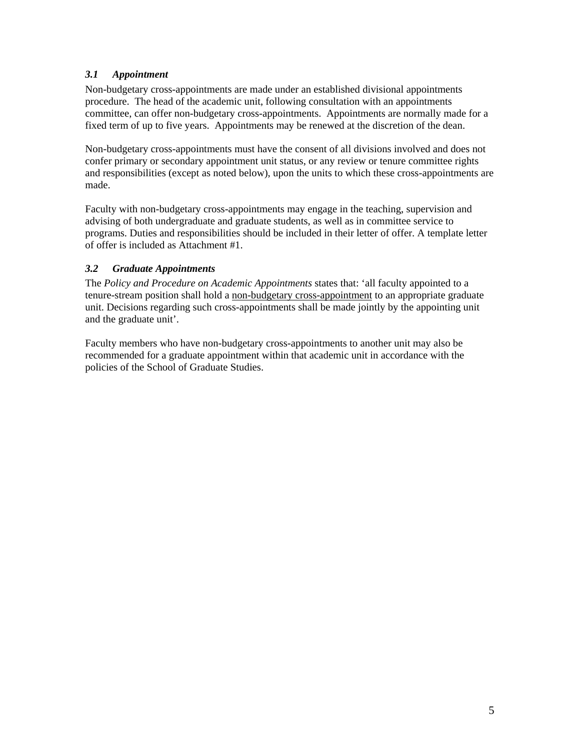### *3.1 Appointment*

Non-budgetary cross-appointments are made under an established divisional appointments procedure. The head of the academic unit, following consultation with an appointments committee, can offer non-budgetary cross-appointments. Appointments are normally made for a fixed term of up to five years. Appointments may be renewed at the discretion of the dean.

Non-budgetary cross-appointments must have the consent of all divisions involved and does not confer primary or secondary appointment unit status, or any review or tenure committee rights and responsibilities (except as noted below), upon the units to which these cross-appointments are made.

Faculty with non-budgetary cross-appointments may engage in the teaching, supervision and advising of both undergraduate and graduate students, as well as in committee service to programs. Duties and responsibilities should be included in their letter of offer. A template letter of offer is included as Attachment #1.

### *3.2 Graduate Appointments*

The *Policy and Procedure on Academic Appointments* states that: 'all faculty appointed to a tenure-stream position shall hold a non-budgetary cross-appointment to an appropriate graduate unit. Decisions regarding such cross-appointments shall be made jointly by the appointing unit and the graduate unit'.

Faculty members who have non-budgetary cross-appointments to another unit may also be recommended for a graduate appointment within that academic unit in accordance with the policies of the School of Graduate Studies.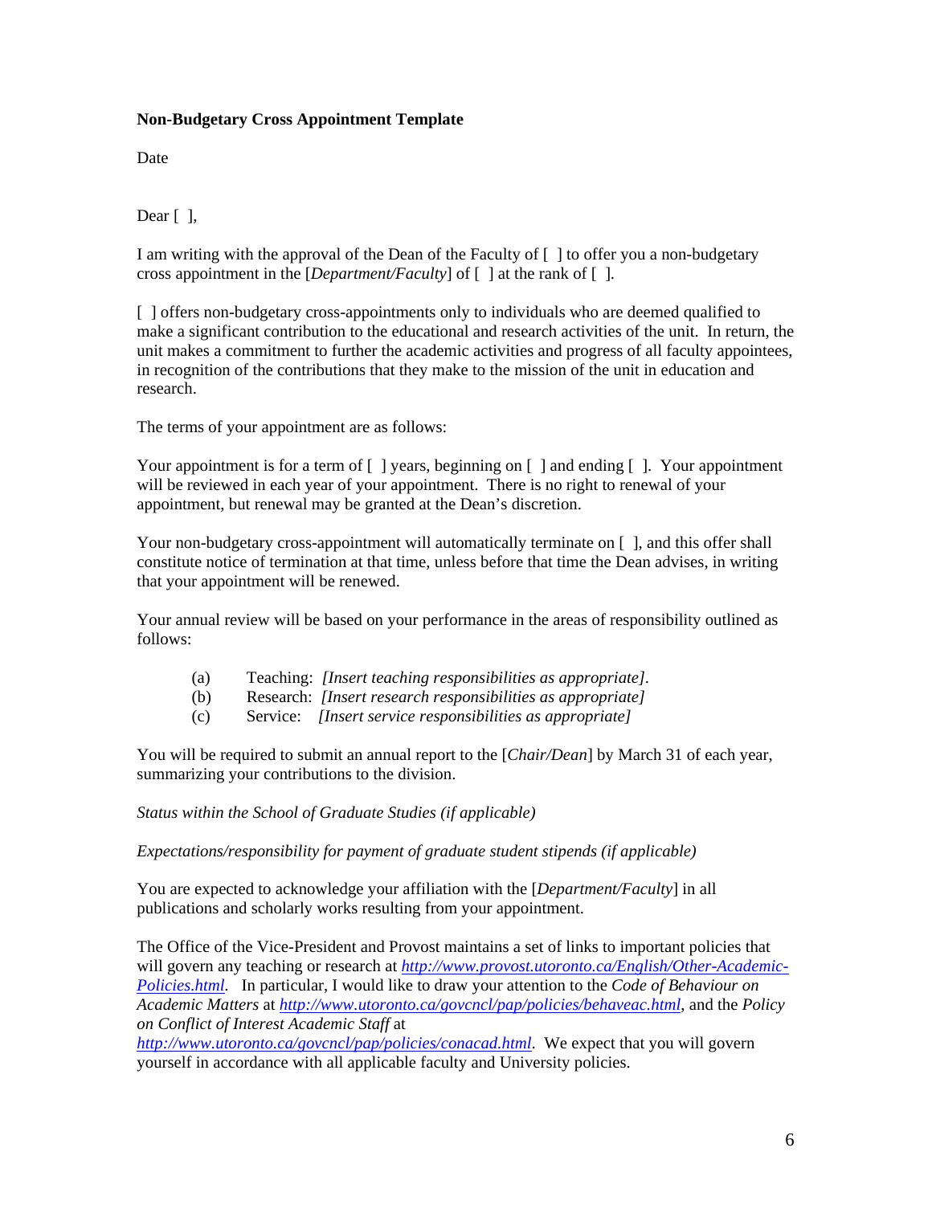**Non-Budgetary Cross Appointment Template**

Date

Dear [ ],

I am writing with the approval of the Dean of the Faculty of [ ] to offer you a non-budgetary cross appointment in the [*Department/Faculty*] of [ ] at the rank of [ ].

[ ] offers non-budgetary cross-appointments only to individuals who are deemed qualified to make a significant contribution to the educational and research activities of the unit. In return, the unit makes a commitment to further the academic activities and progress of all faculty appointees, in recognition of the contributions that they make to the mission of the unit in education and research.

The terms of your appointment are as follows:

Your appointment is for a term of [ ] years, beginning on [ ] and ending [ ]. Your appointment will be reviewed in each year of your appointment. There is no right to renewal of your appointment, but renewal may be granted at the Dean's discretion.

Your non-budgetary cross-appointment will automatically terminate on [ ], and this offer shall constitute notice of termination at that time, unless before that time the Dean advises, in writing that your appointment will be renewed.

Your annual review will be based on your performance in the areas of responsibility outlined as follows:

(a) Teaching: *[Insert teaching responsibilities as appropriate]*.
(b) Research: *[Insert research responsibilities as appropriate]*
(c) Service: *[Insert service responsibilities as appropriate]*

You will be required to submit an annual report to the [*Chair/Dean*] by March 31 of each year, summarizing your contributions to the division.

*Status within the School of Graduate Studies (if applicable)*

*Expectations/responsibility for payment of graduate student stipends (if applicable)*

You are expected to acknowledge your affiliation with the [*Department/Faculty*] in all publications and scholarly works resulting from your appointment.

The Office of the Vice-President and Provost maintains a set of links to important policies that will govern any teaching or research at *http://www.provost.utoronto.ca/English/Other-Academic-Policies.html*. In particular, I would like to draw your attention to the *Code of Behaviour on Academic Matters* at *http://www.utoronto.ca/govcncl/pap/policies/behaveac.html*, and the *Policy on Conflict of Interest Academic Staff* at *http://www.utoronto.ca/govcncl/pap/policies/conacad.html*. We expect that you will govern yourself in accordance with all applicable faculty and University policies.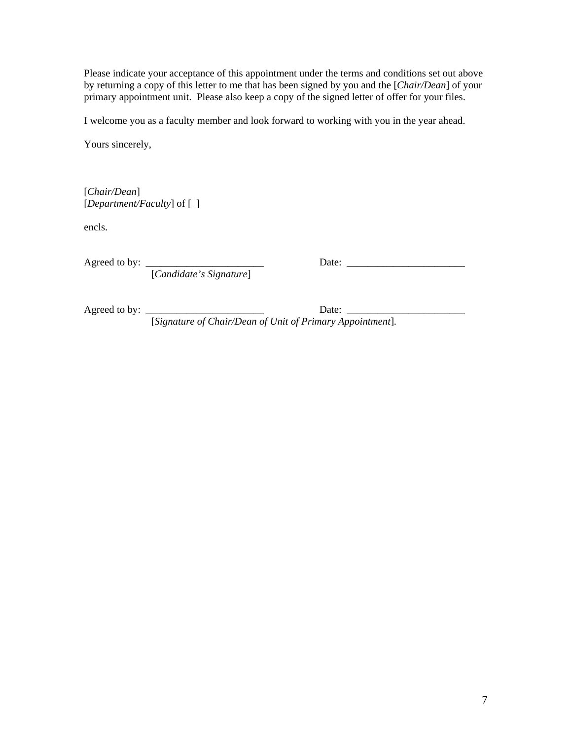Please indicate your acceptance of this appointment under the terms and conditions set out above by returning a copy of this letter to me that has been signed by you and the [*Chair/Dean*] of your primary appointment unit. Please also keep a copy of the signed letter of offer for your files.

I welcome you as a faculty member and look forward to working with you in the year ahead.

Yours sincerely,

[*Chair/Dean*]
[*Department/Faculty*] of [ ]

encls.

Agreed to by: _______________________ Date: _______________________
[*Candidate's Signature*]

Agreed to by: _______________________ Date: _______________________
[*Signature of Chair/Dean of Unit of Primary Appointment*].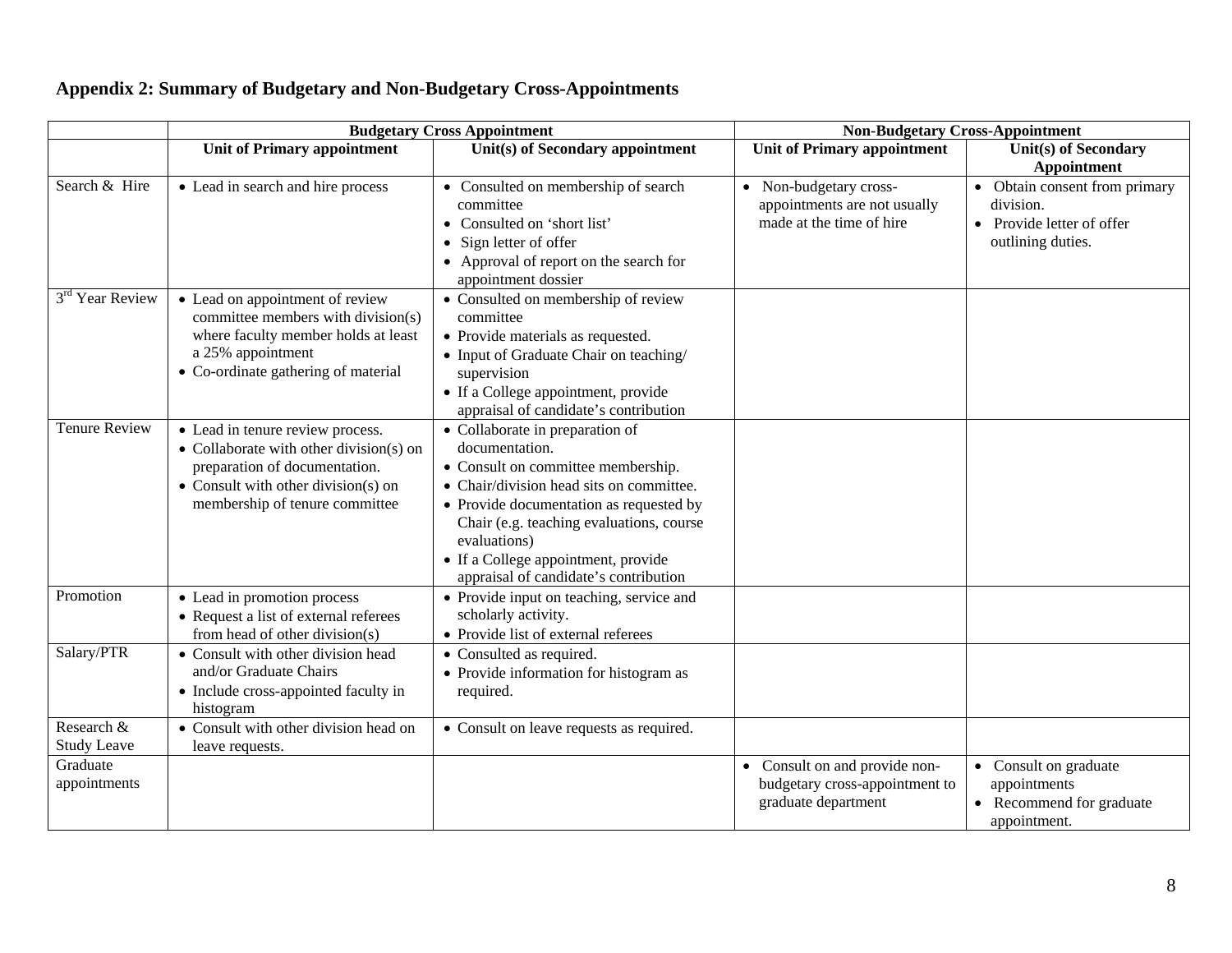## Appendix 2: Summary of Budgetary and Non-Budgetary Cross-Appointments

| | Budgetary Cross Appointment | | Non-Budgetary Cross-Appointment | |
|---|---|---|---|---|
| | **Unit of Primary appointment** | **Unit(s) of Secondary appointment** | **Unit of Primary appointment** | **Unit(s) of Secondary Appointment** |
| Search & Hire | • Lead in search and hire process | • Consulted on membership of search committee<br>• Consulted on 'short list'<br>• Sign letter of offer<br>• Approval of report on the search for appointment dossier | • Non-budgetary cross-appointments are not usually made at the time of hire | • Obtain consent from primary division.<br>• Provide letter of offer outlining duties. |
| 3rd Year Review | • Lead on appointment of review committee members with division(s) where faculty member holds at least a 25% appointment<br>• Co-ordinate gathering of material | • Consulted on membership of review committee<br>• Provide materials as requested.<br>• Input of Graduate Chair on teaching/ supervision<br>• If a College appointment, provide appraisal of candidate's contribution | | |
| Tenure Review | • Lead in tenure review process.<br>• Collaborate with other division(s) on preparation of documentation.<br>• Consult with other division(s) on membership of tenure committee | • Collaborate in preparation of documentation.<br>• Consult on committee membership.<br>• Chair/division head sits on committee.<br>• Provide documentation as requested by Chair (e.g. teaching evaluations, course evaluations)<br>• If a College appointment, provide appraisal of candidate's contribution | | |
| Promotion | • Lead in promotion process<br>• Request a list of external referees from head of other division(s) | • Provide input on teaching, service and scholarly activity.<br>• Provide list of external referees | | |
| Salary/PTR | • Consult with other division head and/or Graduate Chairs<br>• Include cross-appointed faculty in histogram | • Consulted as required.<br>• Provide information for histogram as required. | | |
| Research & Study Leave | • Consult with other division head on leave requests. | • Consult on leave requests as required. | | |
| Graduate appointments | | | • Consult on and provide non-budgetary cross-appointment to graduate department | • Consult on graduate appointments<br>• Recommend for graduate appointment. |